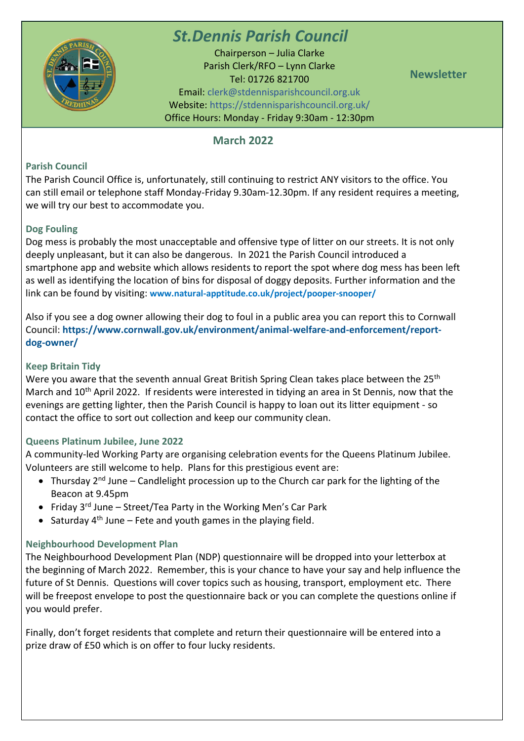# St.Dennis Parish Council

Chairperson – Julia Clarke
Parish Clerk/RFO – Lynn Clarke
Tel: 01726 821700
Email: clerk@stdennisparishcouncil.org.uk
Website: https://stdennisparishcouncil.org.uk/
Office Hours: Monday - Friday 9:30am - 12:30pm

**Newsletter**

## March 2022

### Parish Council

The Parish Council Office is, unfortunately, still continuing to restrict ANY visitors to the office. You can still email or telephone staff Monday-Friday 9.30am-12.30pm. If any resident requires a meeting, we will try our best to accommodate you.

### Dog Fouling

Dog mess is probably the most unacceptable and offensive type of litter on our streets. It is not only deeply unpleasant, but it can also be dangerous. In 2021 the Parish Council introduced a smartphone app and website which allows residents to report the spot where dog mess has been left as well as identifying the location of bins for disposal of doggy deposits. Further information and the link can be found by visiting: **www.natural-apptitude.co.uk/project/pooper-snooper/**

Also if you see a dog owner allowing their dog to foul in a public area you can report this to Cornwall Council: **https://www.cornwall.gov.uk/environment/animal-welfare-and-enforcement/report-dog-owner/**

### Keep Britain Tidy

Were you aware that the seventh annual Great British Spring Clean takes place between the 25th March and 10th April 2022. If residents were interested in tidying an area in St Dennis, now that the evenings are getting lighter, then the Parish Council is happy to loan out its litter equipment - so contact the office to sort out collection and keep our community clean.

### Queens Platinum Jubilee, June 2022

A community-led Working Party are organising celebration events for the Queens Platinum Jubilee. Volunteers are still welcome to help. Plans for this prestigious event are:

- Thursday 2nd June – Candlelight procession up to the Church car park for the lighting of the Beacon at 9.45pm
- Friday 3rd June – Street/Tea Party in the Working Men's Car Park
- Saturday 4th June – Fete and youth games in the playing field.

### Neighbourhood Development Plan

The Neighbourhood Development Plan (NDP) questionnaire will be dropped into your letterbox at the beginning of March 2022. Remember, this is your chance to have your say and help influence the future of St Dennis. Questions will cover topics such as housing, transport, employment etc. There will be freepost envelope to post the questionnaire back or you can complete the questions online if you would prefer.

Finally, don't forget residents that complete and return their questionnaire will be entered into a prize draw of £50 which is on offer to four lucky residents.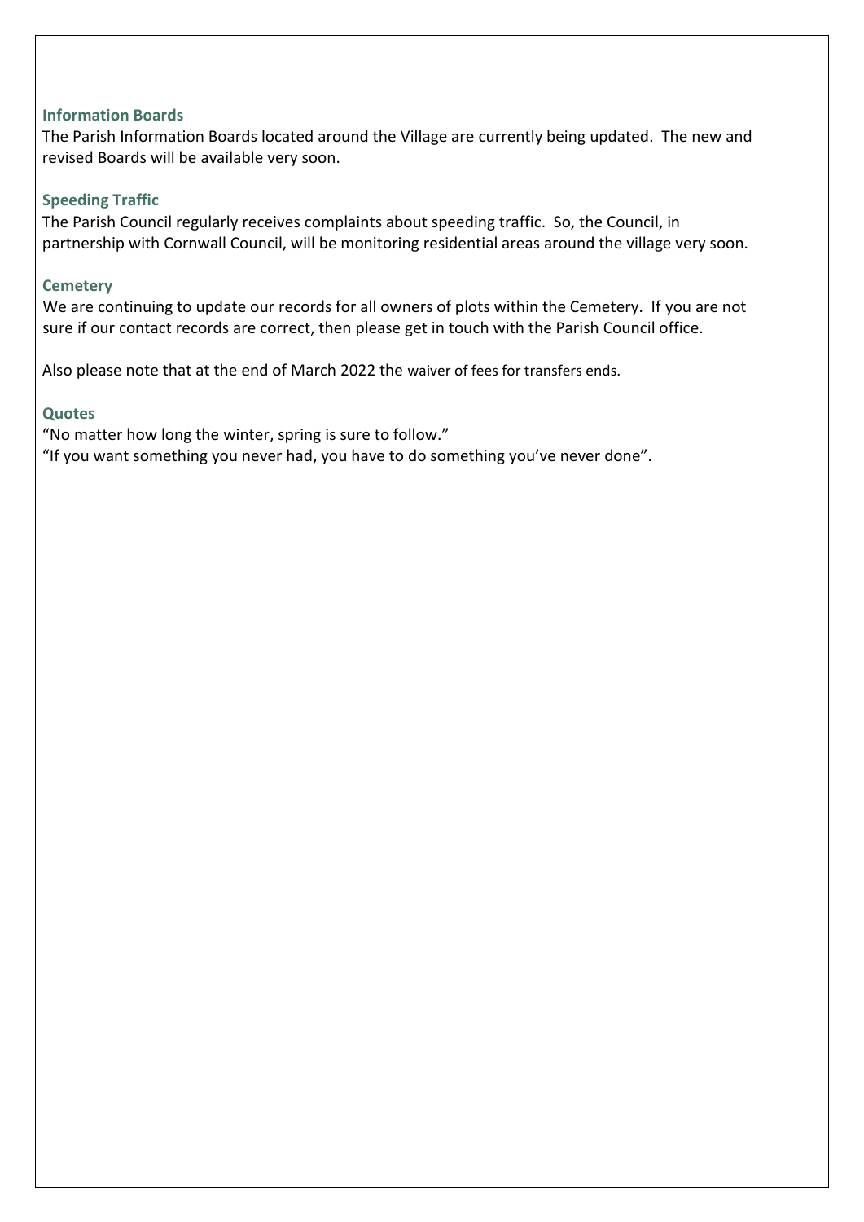## Information Boards

The Parish Information Boards located around the Village are currently being updated. The new and revised Boards will be available very soon.

## Speeding Traffic

The Parish Council regularly receives complaints about speeding traffic. So, the Council, in partnership with Cornwall Council, will be monitoring residential areas around the village very soon.

## Cemetery

We are continuing to update our records for all owners of plots within the Cemetery. If you are not sure if our contact records are correct, then please get in touch with the Parish Council office.

Also please note that at the end of March 2022 the waiver of fees for transfers ends.

## Quotes

"No matter how long the winter, spring is sure to follow."
"If you want something you never had, you have to do something you've never done".